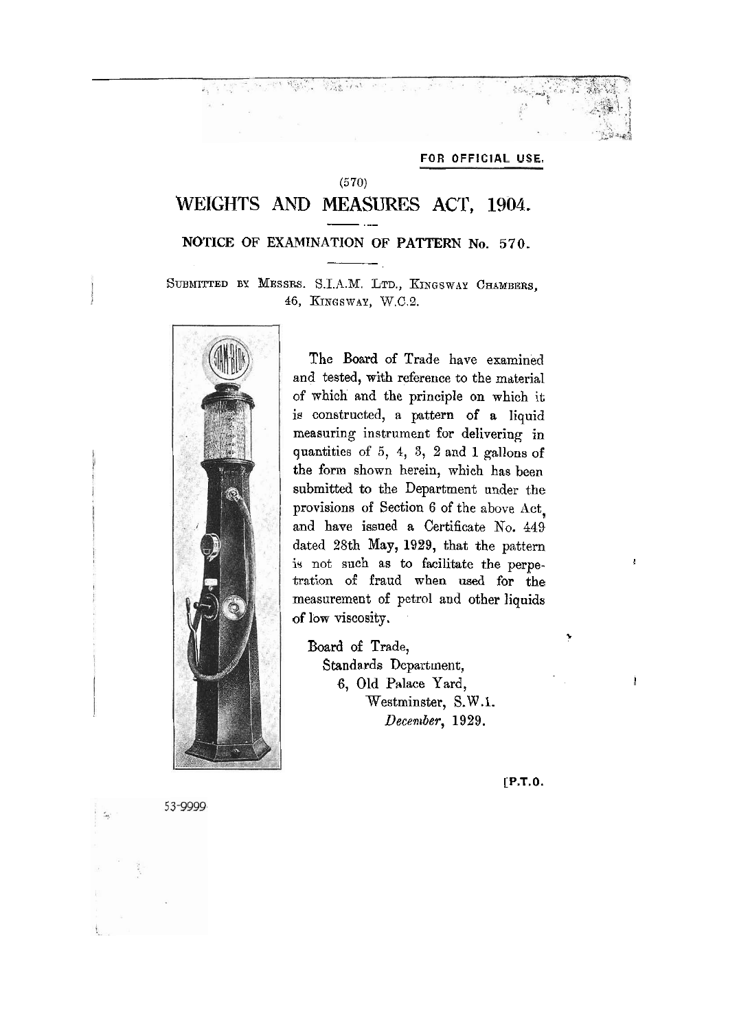FOR OFFICIAL USE.

(570)

# WEIGHTS AND MEASURES ACT, 1904.

## NOTICE OF EXAMINATION OF PATTERN No. 570.

SUBMITTED BY MESSRS. S.I.A.M. LTD., KINGSWAY CHAMBERS, 46, KINGSWAY, W.C.2.

The Board of Trade have examined and tested, with reference to the material of which and the principle on which it is constructed, a pattern of a liquid measuring instrument for delivering in quantities of 5, 4, 3, 2 and 1 gallons of the form shown herein, which has been submitted to the Department under the provisions of Section 6 of the above Act, and have issued a Certificate No. 449 dated 28th May, 1929, that the pattern is not such as to facilitate the perpetration of fraud when used for the measurement of petrol and other liquids of low viscosity.

Board of Trade,
Standards Department,
6, Old Palace Yard,
Westminster, S.W.1.
*December*, 1929.

[P.T.O.

53-9999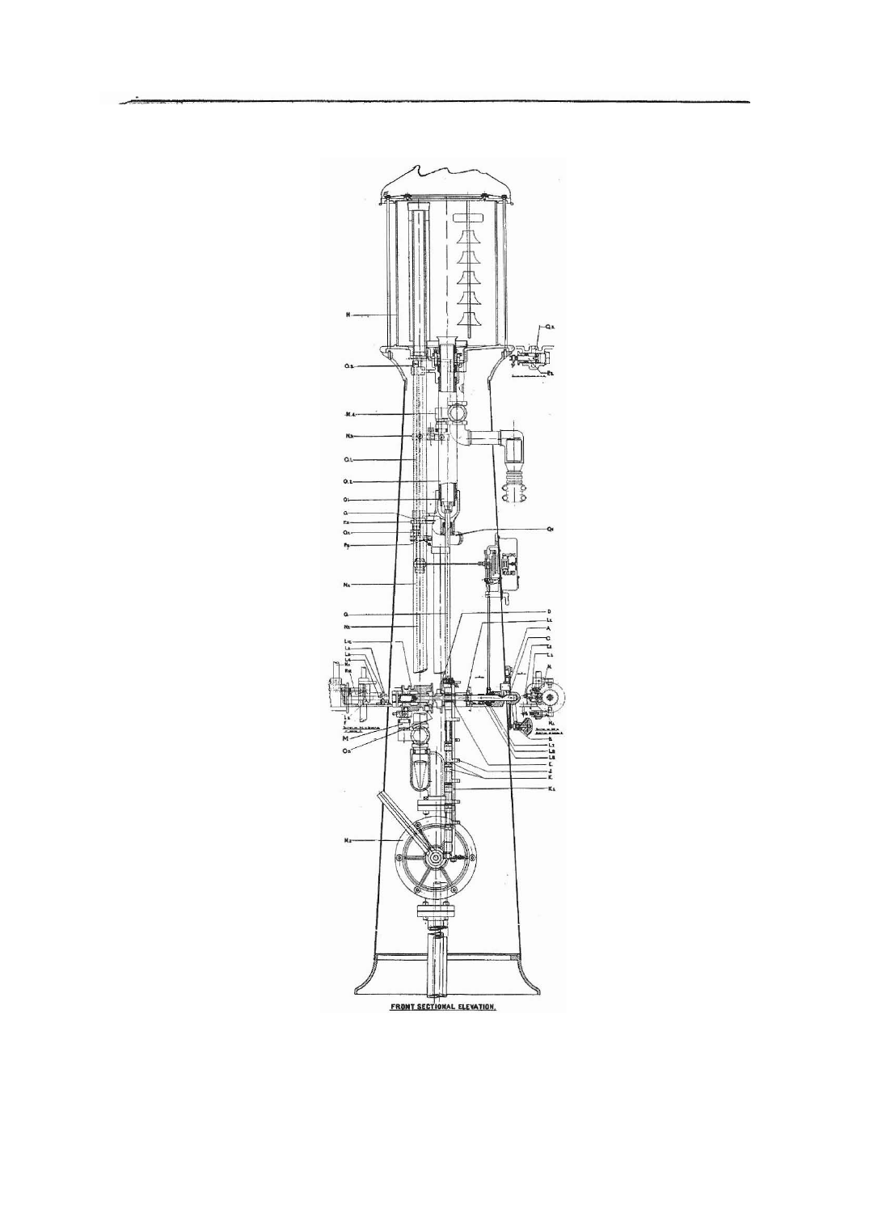FRONT SECTIONAL ELEVATION.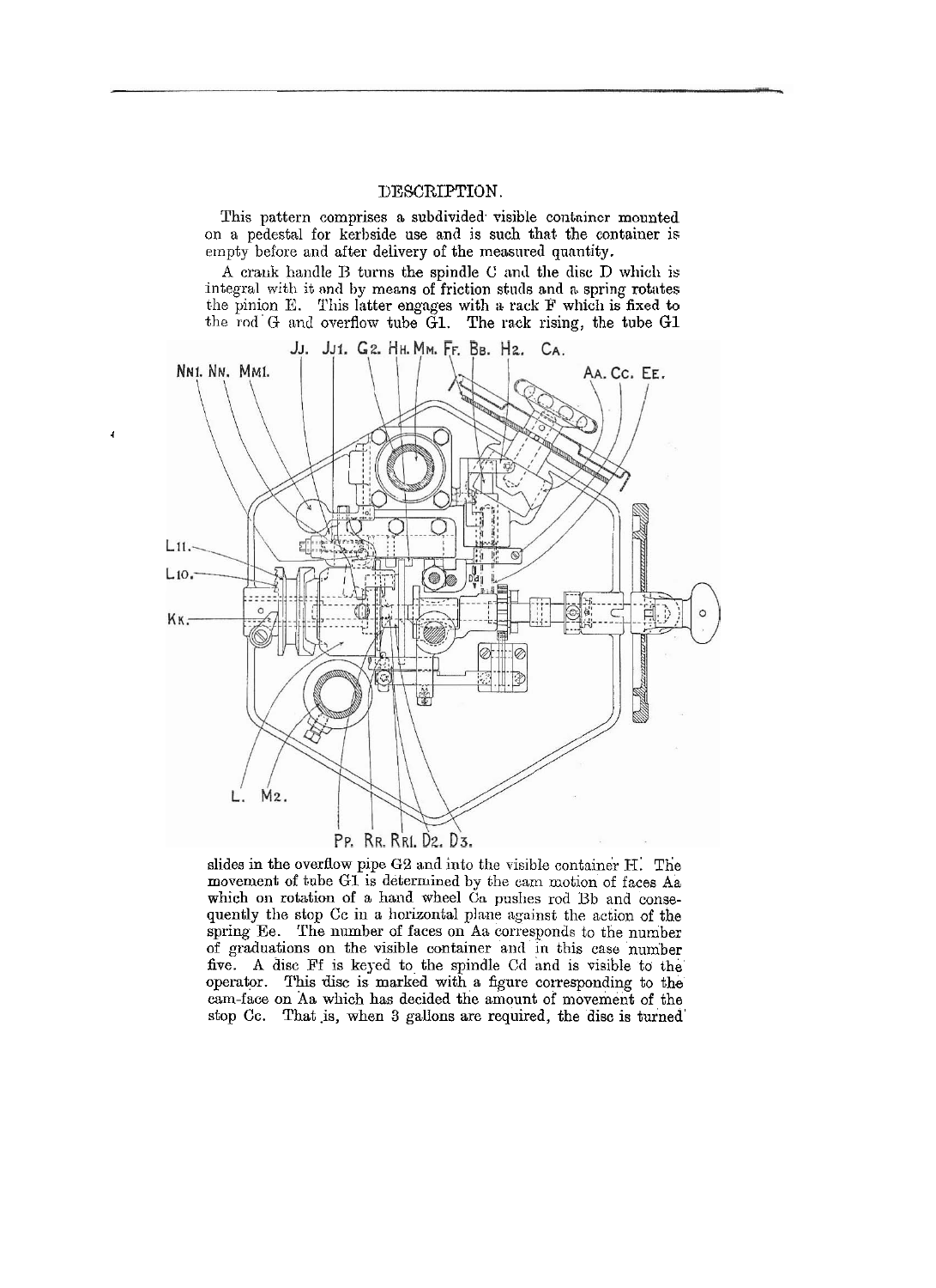## DESCRIPTION.

This pattern comprises a subdivided visible container mounted on a pedestal for kerbside use and is such that the container is empty before and after delivery of the measured quantity.

A crank handle B turns the spindle C and the disc D which is integral with it and by means of friction studs and a spring rotates the pinion E. This latter engages with a rack F which is fixed to the rod G and overflow tube G1. The rack rising, the tube G1

JJ. JJ1. G2. HH. MM. FF. BB. H2. CA.
NN1. NN. MM1.
AA. CC. EE.
L11.
L10.
KK.
L. M2.
PP. RR. RR1. D2. D3.

slides in the overflow pipe G2 and into the visible container H. The movement of tube G1 is determined by the cam motion of faces Aa which on rotation of a hand wheel Ca pushes rod Bb and consequently the stop Cc in a horizontal plane against the action of the spring Ee. The number of faces on Aa corresponds to the number of graduations on the visible container and in this case number five. A disc Ff is keyed to the spindle Cd and is visible to the operator. This disc is marked with a figure corresponding to the cam-face on Aa which has decided the amount of movement of the stop Cc. That is, when 3 gallons are required, the disc is turned